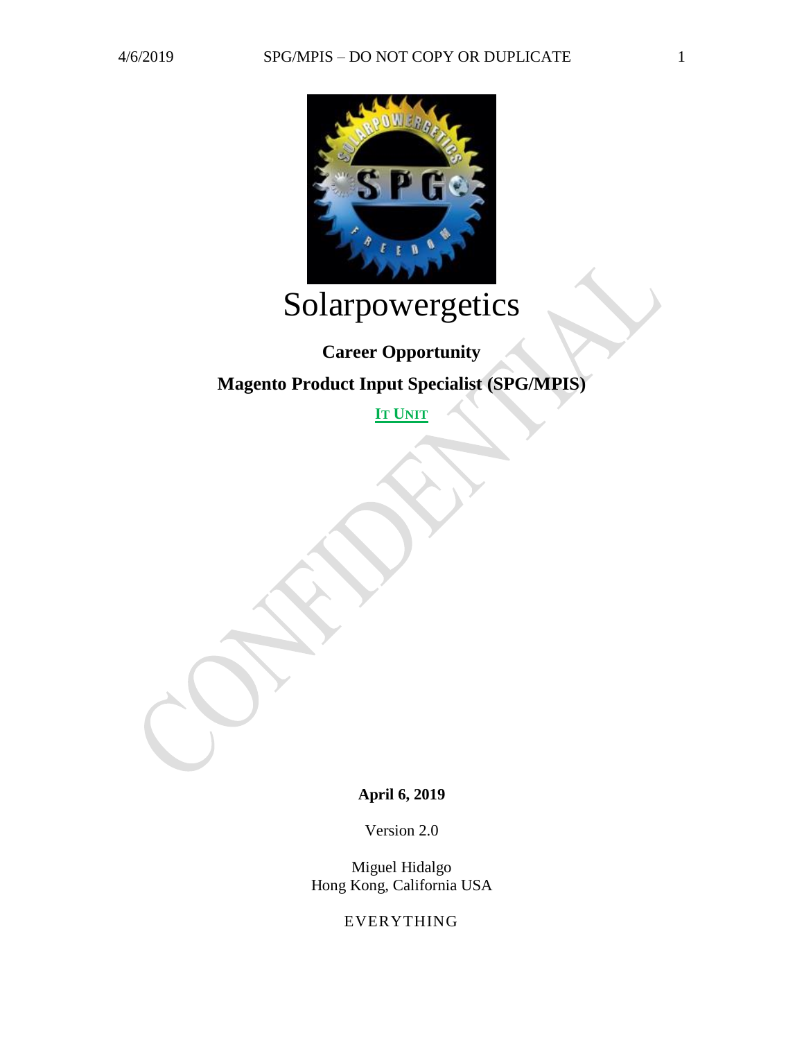# Solarpowergetics

**Career Opportunity**

**Magento Product Input Specialist (SPG/MPIS)**

**IT UNIT**

**April 6, 2019**

Version 2.0

Miguel Hidalgo
Hong Kong, California USA

EVERYTHING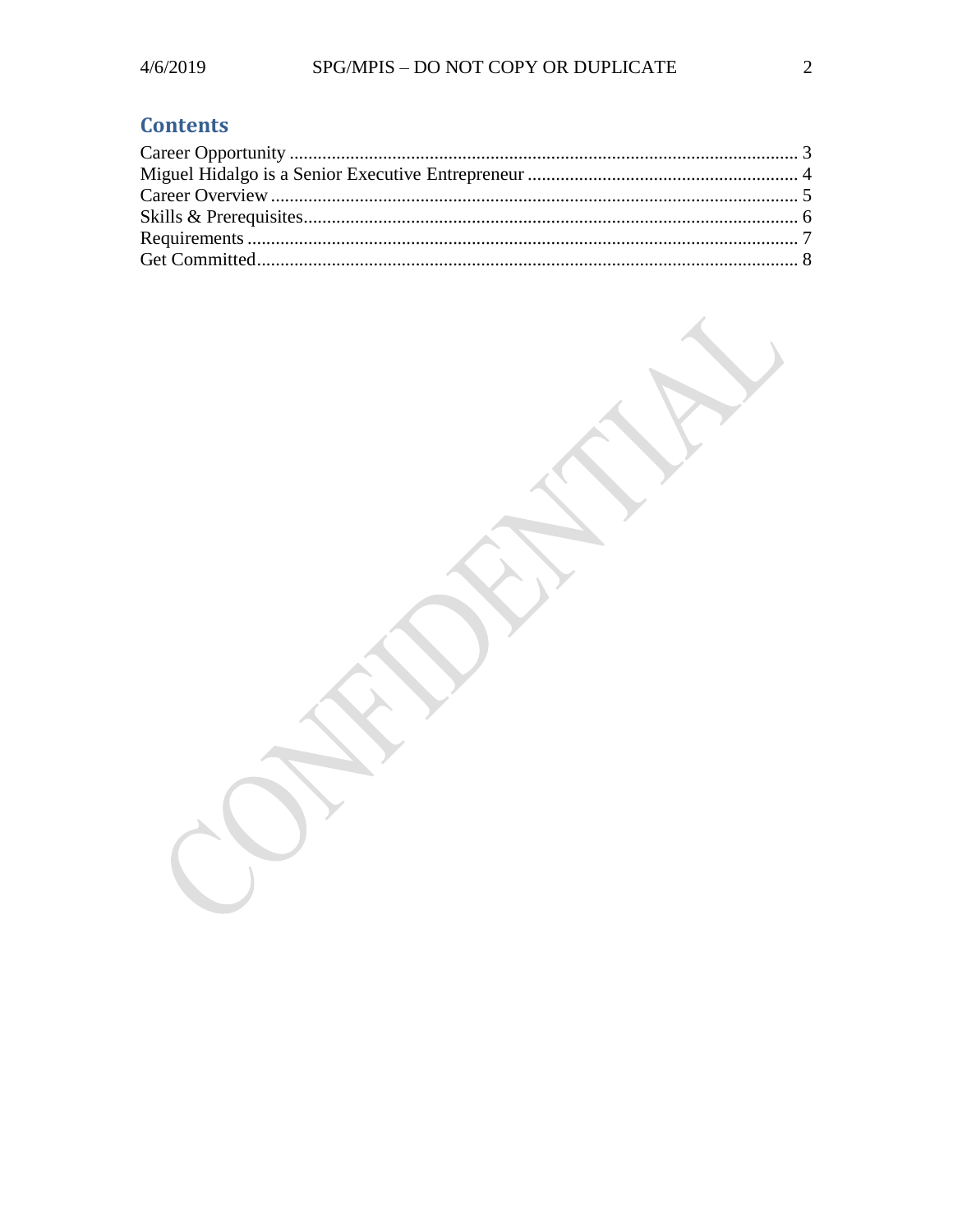## Contents

Career Opportunity ........................................................................................................ 3
Miguel Hidalgo is a Senior Executive Entrepreneur ........................................................ 4
Career Overview ........................................................................................................... 5
Skills & Prerequisites..................................................................................................... 6
Requirements ................................................................................................................ 7
Get Committed............................................................................................................... 8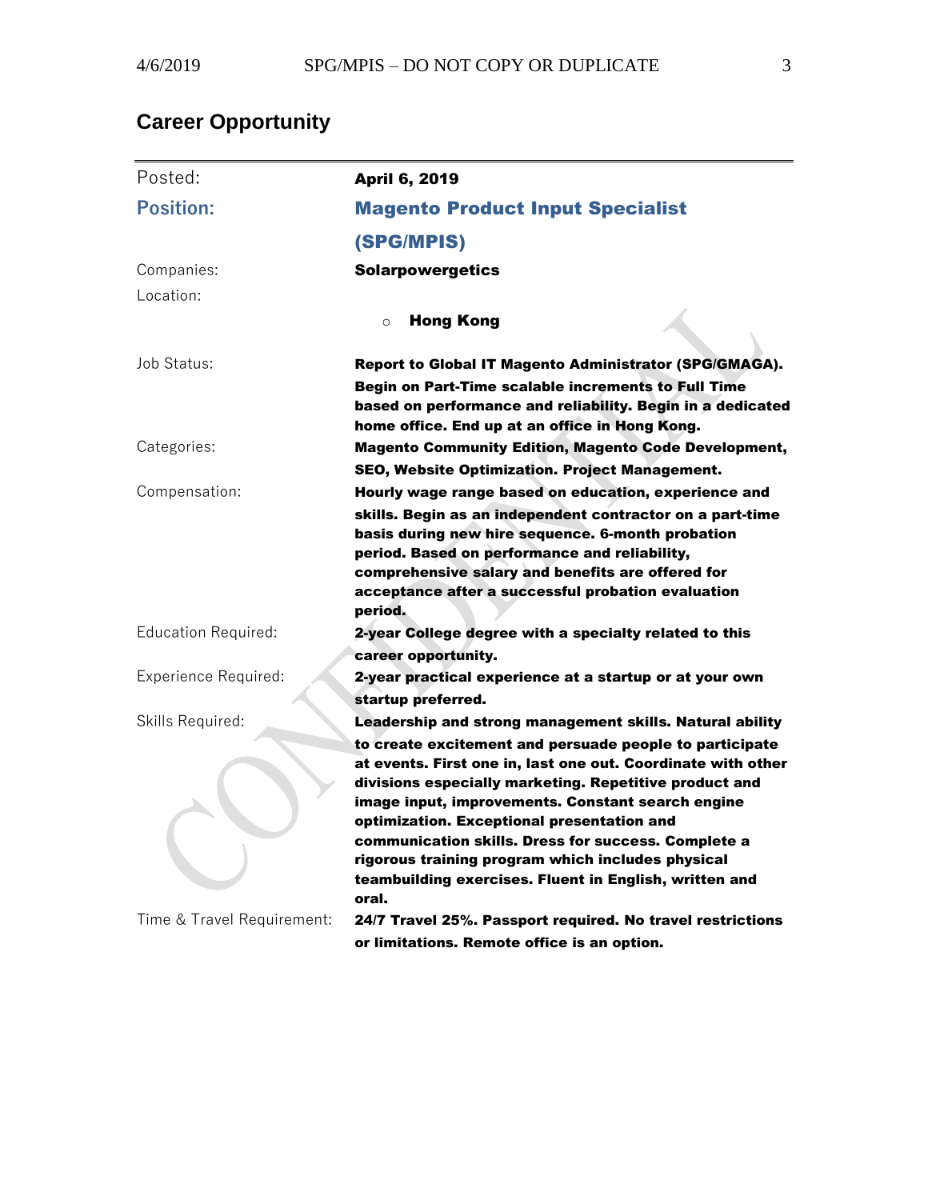## Career Opportunity

| | |
|---|---|
| Posted: | **April 6, 2019** |
| **Position:** | **Magento Product Input Specialist (SPG/MPIS)** |
| Companies: | **Solarpowergetics** |
| Location: | ○ **Hong Kong** |
| Job Status: | **Report to Global IT Magento Administrator (SPG/GMAGA). Begin on Part-Time scalable increments to Full Time based on performance and reliability. Begin in a dedicated home office. End up at an office in Hong Kong.** |
| Categories: | **Magento Community Edition, Magento Code Development, SEO, Website Optimization. Project Management.** |
| Compensation: | **Hourly wage range based on education, experience and skills. Begin as an independent contractor on a part-time basis during new hire sequence. 6-month probation period. Based on performance and reliability, comprehensive salary and benefits are offered for acceptance after a successful probation evaluation period.** |
| Education Required: | **2-year College degree with a specialty related to this career opportunity.** |
| Experience Required: | **2-year practical experience at a startup or at your own startup preferred.** |
| Skills Required: | **Leadership and strong management skills. Natural ability to create excitement and persuade people to participate at events. First one in, last one out. Coordinate with other divisions especially marketing. Repetitive product and image input, improvements. Constant search engine optimization. Exceptional presentation and communication skills. Dress for success. Complete a rigorous training program which includes physical teambuilding exercises. Fluent in English, written and oral.** |
| Time & Travel Requirement: | **24/7 Travel 25%. Passport required. No travel restrictions or limitations. Remote office is an option.** |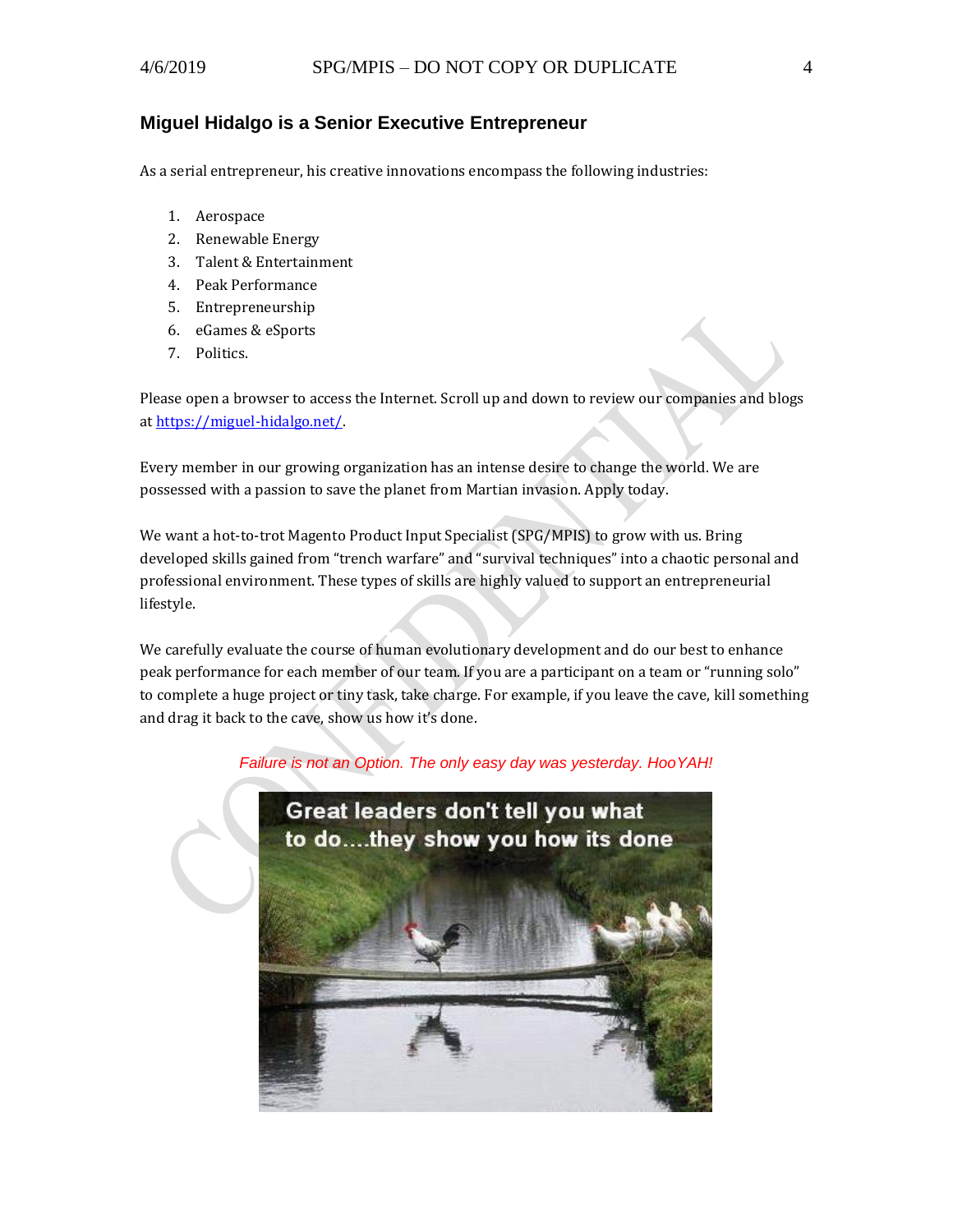## Miguel Hidalgo is a Senior Executive Entrepreneur

As a serial entrepreneur, his creative innovations encompass the following industries:

1. Aerospace
2. Renewable Energy
3. Talent & Entertainment
4. Peak Performance
5. Entrepreneurship
6. eGames & eSports
7. Politics.

Please open a browser to access the Internet. Scroll up and down to review our companies and blogs at [https://miguel-hidalgo.net/](https://miguel-hidalgo.net/).

Every member in our growing organization has an intense desire to change the world. We are possessed with a passion to save the planet from Martian invasion. Apply today.

We want a hot-to-trot Magento Product Input Specialist (SPG/MPIS) to grow with us. Bring developed skills gained from "trench warfare" and "survival techniques" into a chaotic personal and professional environment. These types of skills are highly valued to support an entrepreneurial lifestyle.

We carefully evaluate the course of human evolutionary development and do our best to enhance peak performance for each member of our team. If you are a participant on a team or "running solo" to complete a huge project or tiny task, take charge. For example, if you leave the cave, kill something and drag it back to the cave, show us how it's done.

*Failure is not an Option. The only easy day was yesterday. HooYAH!*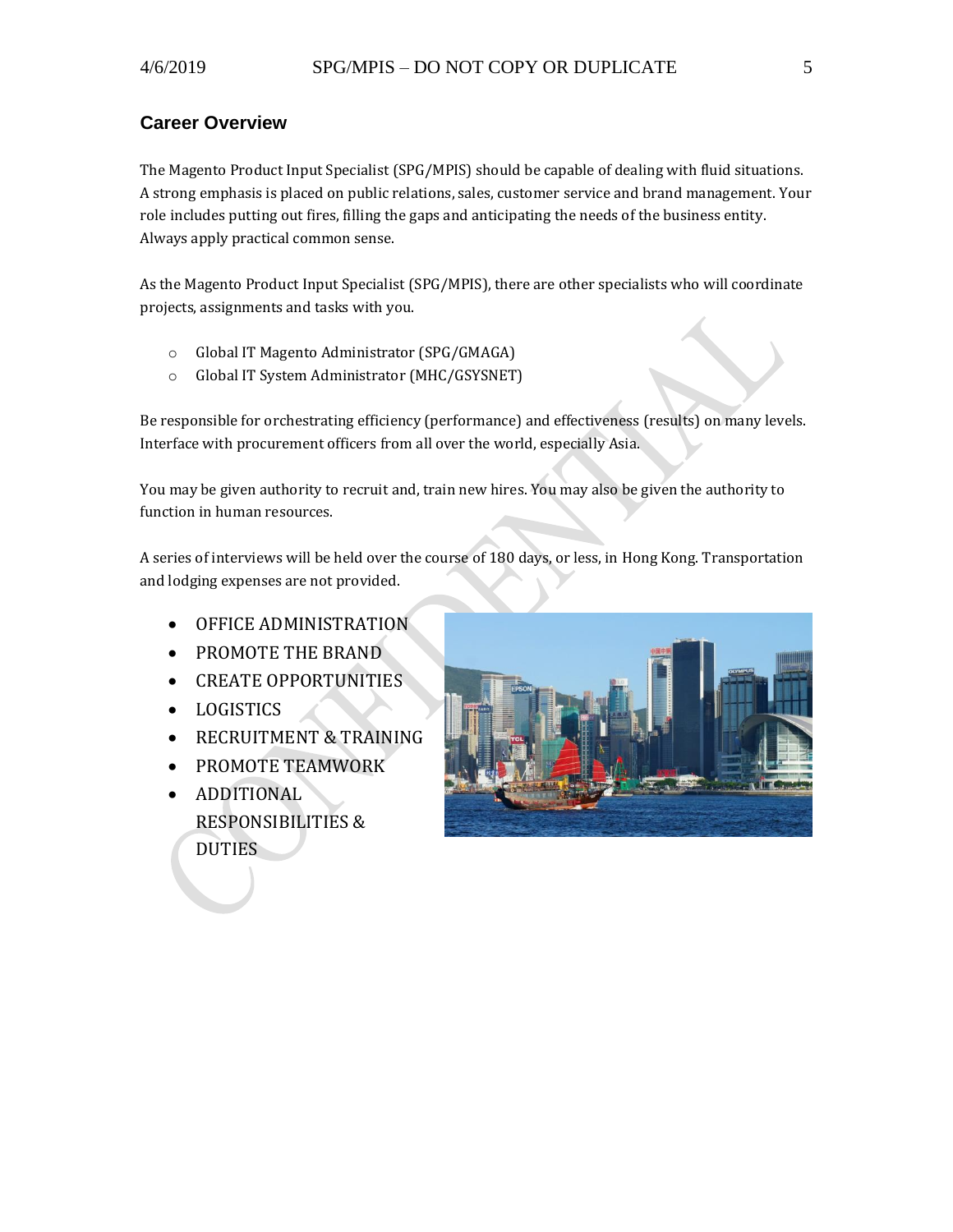## Career Overview

The Magento Product Input Specialist (SPG/MPIS) should be capable of dealing with fluid situations. A strong emphasis is placed on public relations, sales, customer service and brand management. Your role includes putting out fires, filling the gaps and anticipating the needs of the business entity. Always apply practical common sense.

As the Magento Product Input Specialist (SPG/MPIS), there are other specialists who will coordinate projects, assignments and tasks with you.

- Global IT Magento Administrator (SPG/GMAGA)
- Global IT System Administrator (MHC/GSYSNET)

Be responsible for orchestrating efficiency (performance) and effectiveness (results) on many levels. Interface with procurement officers from all over the world, especially Asia.

You may be given authority to recruit and, train new hires. You may also be given the authority to function in human resources.

A series of interviews will be held over the course of 180 days, or less, in Hong Kong. Transportation and lodging expenses are not provided.

- OFFICE ADMINISTRATION
- PROMOTE THE BRAND
- CREATE OPPORTUNITIES
- LOGISTICS
- RECRUITMENT & TRAINING
- PROMOTE TEAMWORK
- ADDITIONAL RESPONSIBILITIES & DUTIES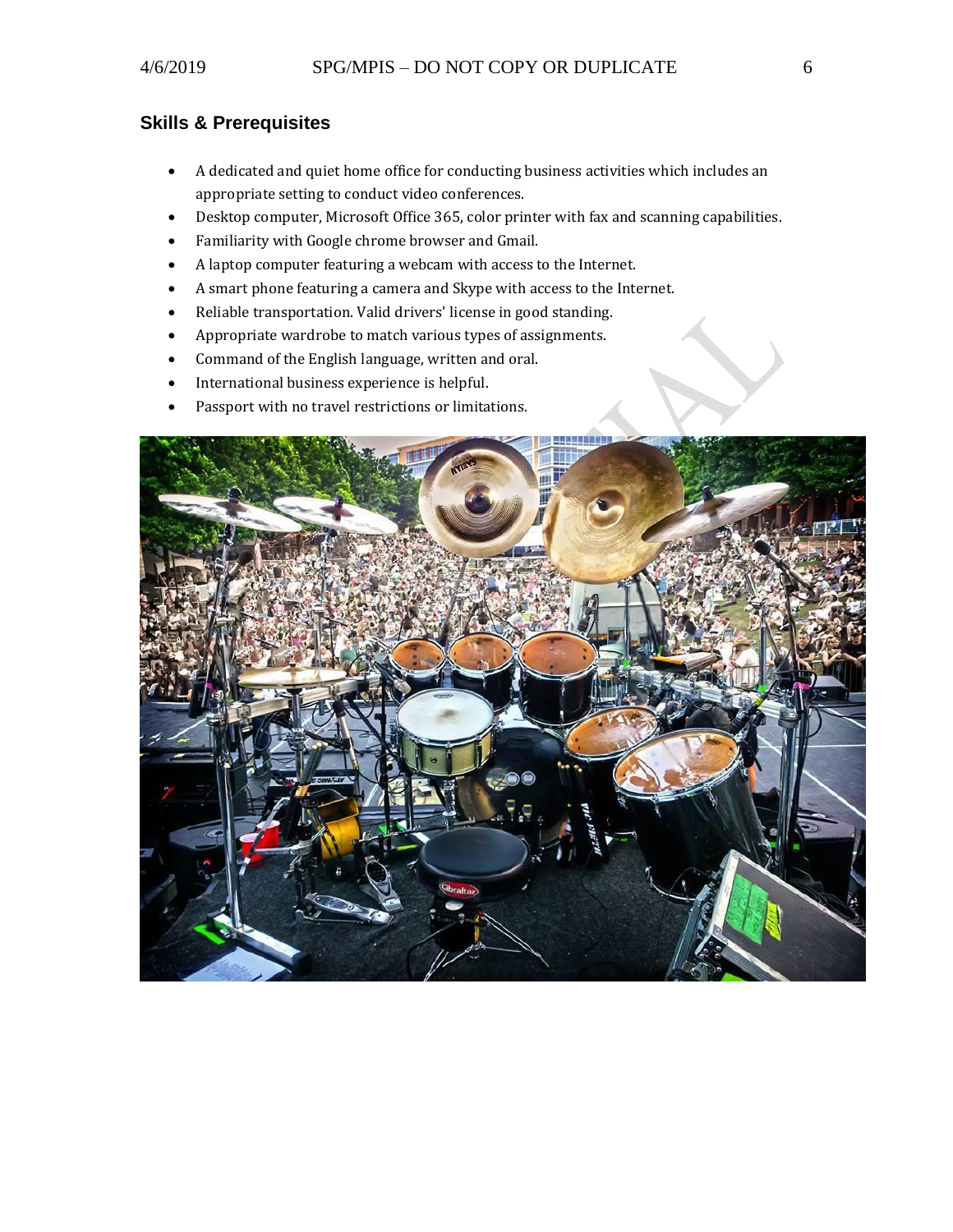## Skills & Prerequisites

- A dedicated and quiet home office for conducting business activities which includes an appropriate setting to conduct video conferences.
- Desktop computer, Microsoft Office 365, color printer with fax and scanning capabilities.
- Familiarity with Google chrome browser and Gmail.
- A laptop computer featuring a webcam with access to the Internet.
- A smart phone featuring a camera and Skype with access to the Internet.
- Reliable transportation. Valid drivers' license in good standing.
- Appropriate wardrobe to match various types of assignments.
- Command of the English language, written and oral.
- International business experience is helpful.
- Passport with no travel restrictions or limitations.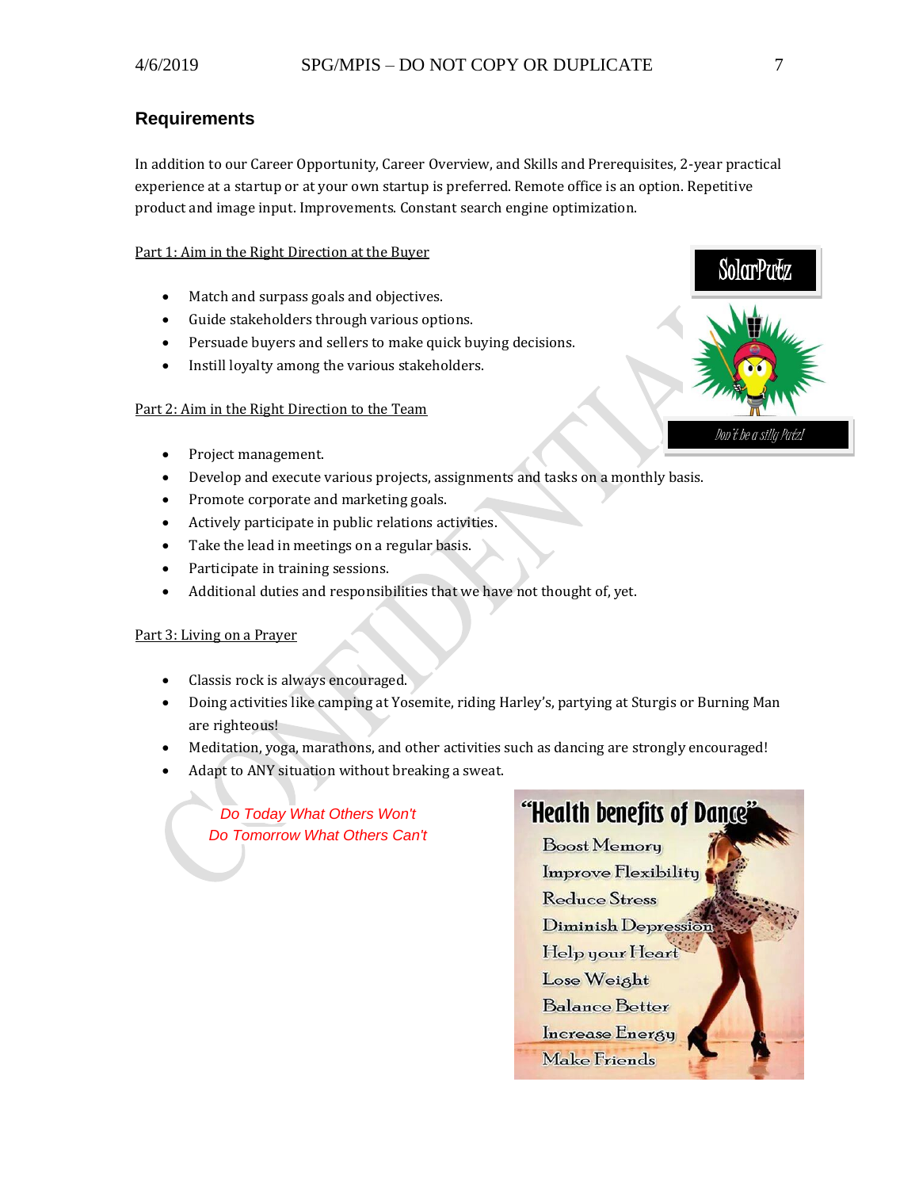## Requirements

In addition to our Career Opportunity, Career Overview, and Skills and Prerequisites, 2-year practical experience at a startup or at your own startup is preferred. Remote office is an option. Repetitive product and image input. Improvements. Constant search engine optimization.

Part 1: Aim in the Right Direction at the Buyer

- Match and surpass goals and objectives.
- Guide stakeholders through various options.
- Persuade buyers and sellers to make quick buying decisions.
- Instill loyalty among the various stakeholders.

Part 2: Aim in the Right Direction to the Team

- Project management.
- Develop and execute various projects, assignments and tasks on a monthly basis.
- Promote corporate and marketing goals.
- Actively participate in public relations activities.
- Take the lead in meetings on a regular basis.
- Participate in training sessions.
- Additional duties and responsibilities that we have not thought of, yet.

Part 3: Living on a Prayer

- Classis rock is always encouraged.
- Doing activities like camping at Yosemite, riding Harley's, partying at Sturgis or Burning Man are righteous!
- Meditation, yoga, marathons, and other activities such as dancing are strongly encouraged!
- Adapt to ANY situation without breaking a sweat.

*Do Today What Others Won't*
*Do Tomorrow What Others Can't*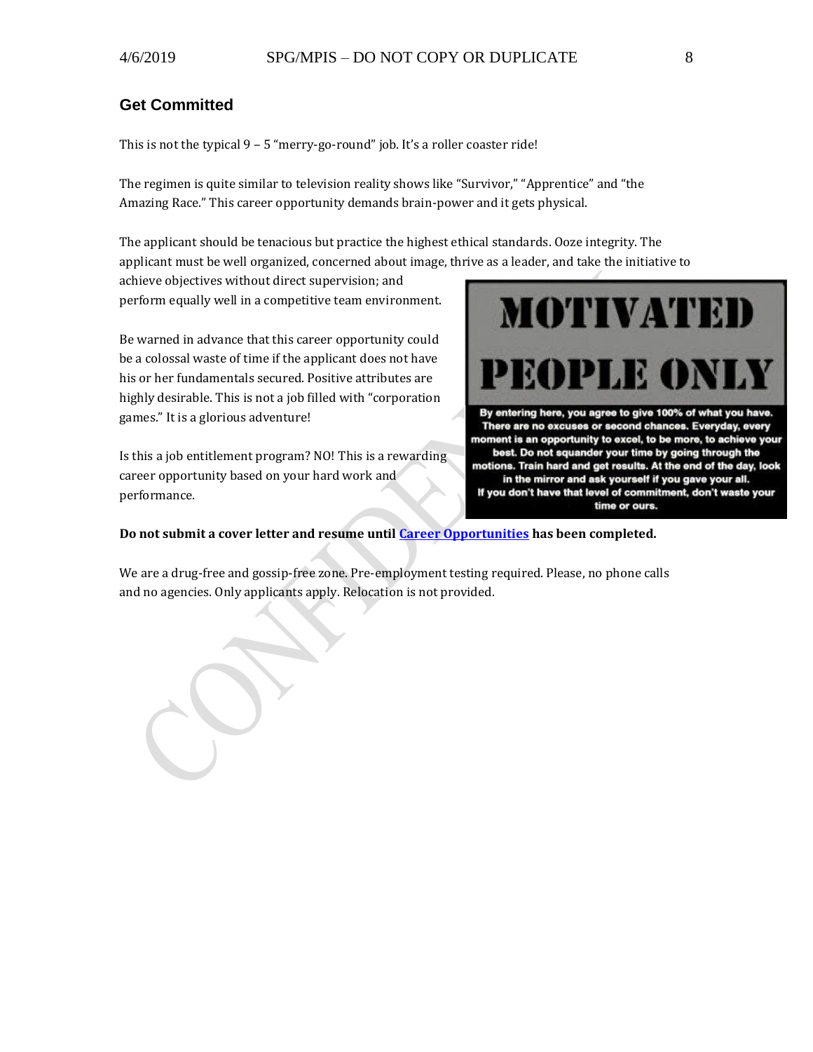## Get Committed

This is not the typical 9 – 5 "merry-go-round" job. It's a roller coaster ride!

The regimen is quite similar to television reality shows like "Survivor," "Apprentice" and "the Amazing Race." This career opportunity demands brain-power and it gets physical.

The applicant should be tenacious but practice the highest ethical standards. Ooze integrity. The applicant must be well organized, concerned about image, thrive as a leader, and take the initiative to achieve objectives without direct supervision; and perform equally well in a competitive team environment.

Be warned in advance that this career opportunity could be a colossal waste of time if the applicant does not have his or her fundamentals secured. Positive attributes are highly desirable. This is not a job filled with "corporation games." It is a glorious adventure!

Is this a job entitlement program? NO! This is a rewarding career opportunity based on your hard work and performance.

MOTIVATED PEOPLE ONLY

By entering here, you agree to give 100% of what you have. There are no excuses or second chances. Everyday, every moment is an opportunity to excel, to be more, to achieve your best. Do not squander your time by going through the motions. Train hard and get results. At the end of the day, look in the mirror and ask yourself if you gave your all. If you don't have that level of commitment, don't waste your time or ours.

**Do not submit a cover letter and resume until Career Opportunities has been completed.**

We are a drug-free and gossip-free zone. Pre-employment testing required. Please, no phone calls and no agencies. Only applicants apply. Relocation is not provided.